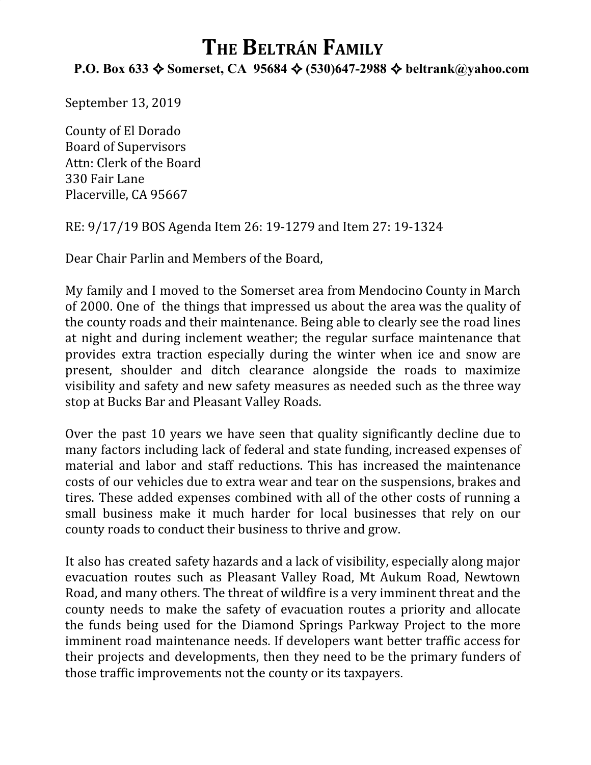# The Beltrán Family

**P.O. Box 633 ✧ Somerset, CA 95684 ✧ (530)647-2988 ✧ beltrank@yahoo.com**

September 13, 2019

County of El Dorado
Board of Supervisors
Attn: Clerk of the Board
330 Fair Lane
Placerville, CA 95667

RE: 9/17/19 BOS Agenda Item 26: 19-1279 and Item 27: 19-1324

Dear Chair Parlin and Members of the Board,

My family and I moved to the Somerset area from Mendocino County in March of 2000. One of the things that impressed us about the area was the quality of the county roads and their maintenance. Being able to clearly see the road lines at night and during inclement weather; the regular surface maintenance that provides extra traction especially during the winter when ice and snow are present, shoulder and ditch clearance alongside the roads to maximize visibility and safety and new safety measures as needed such as the three way stop at Bucks Bar and Pleasant Valley Roads.

Over the past 10 years we have seen that quality significantly decline due to many factors including lack of federal and state funding, increased expenses of material and labor and staff reductions. This has increased the maintenance costs of our vehicles due to extra wear and tear on the suspensions, brakes and tires. These added expenses combined with all of the other costs of running a small business make it much harder for local businesses that rely on our county roads to conduct their business to thrive and grow.

It also has created safety hazards and a lack of visibility, especially along major evacuation routes such as Pleasant Valley Road, Mt Aukum Road, Newtown Road, and many others. The threat of wildfire is a very imminent threat and the county needs to make the safety of evacuation routes a priority and allocate the funds being used for the Diamond Springs Parkway Project to the more imminent road maintenance needs. If developers want better traffic access for their projects and developments, then they need to be the primary funders of those traffic improvements not the county or its taxpayers.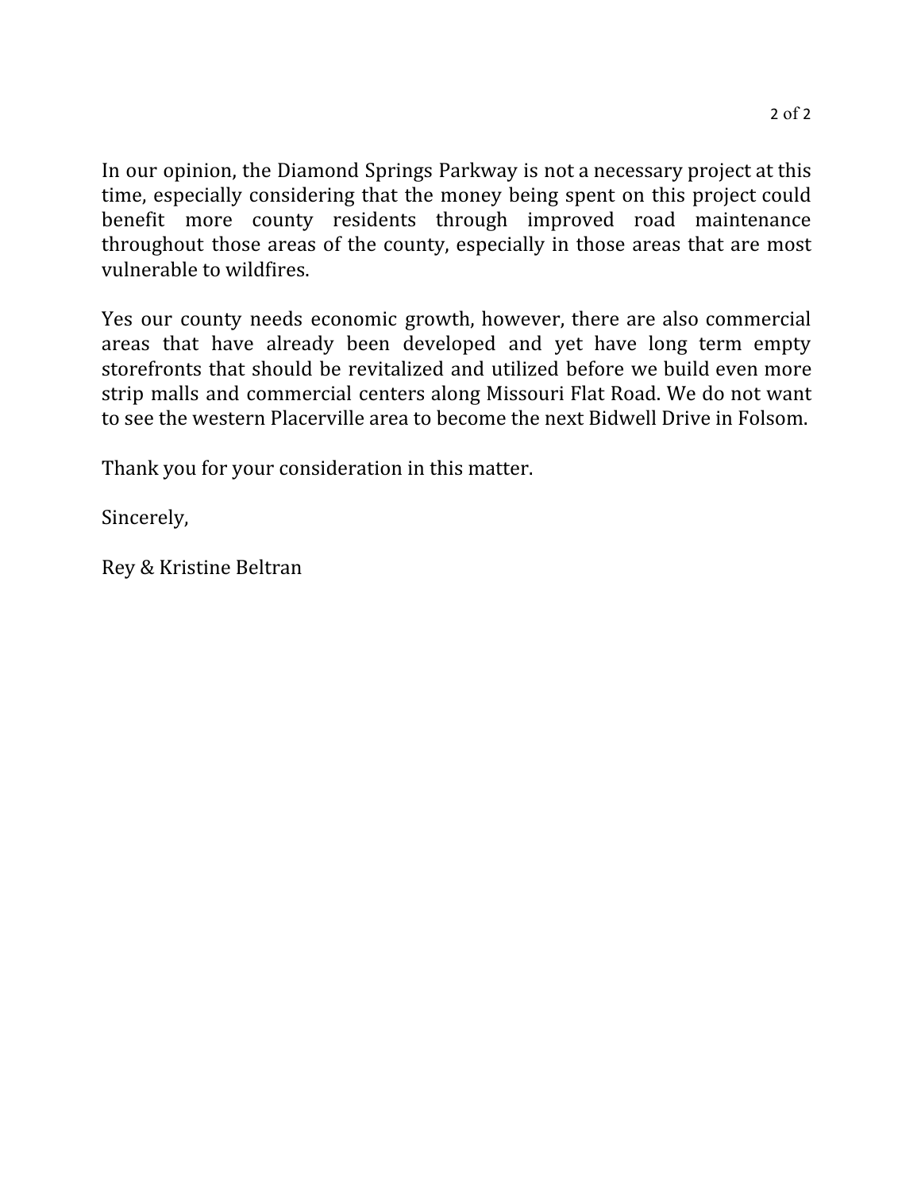In our opinion, the Diamond Springs Parkway is not a necessary project at this time, especially considering that the money being spent on this project could benefit more county residents through improved road maintenance throughout those areas of the county, especially in those areas that are most vulnerable to wildfires.

Yes our county needs economic growth, however, there are also commercial areas that have already been developed and yet have long term empty storefronts that should be revitalized and utilized before we build even more strip malls and commercial centers along Missouri Flat Road. We do not want to see the western Placerville area to become the next Bidwell Drive in Folsom.

Thank you for your consideration in this matter.

Sincerely,

Rey & Kristine Beltran